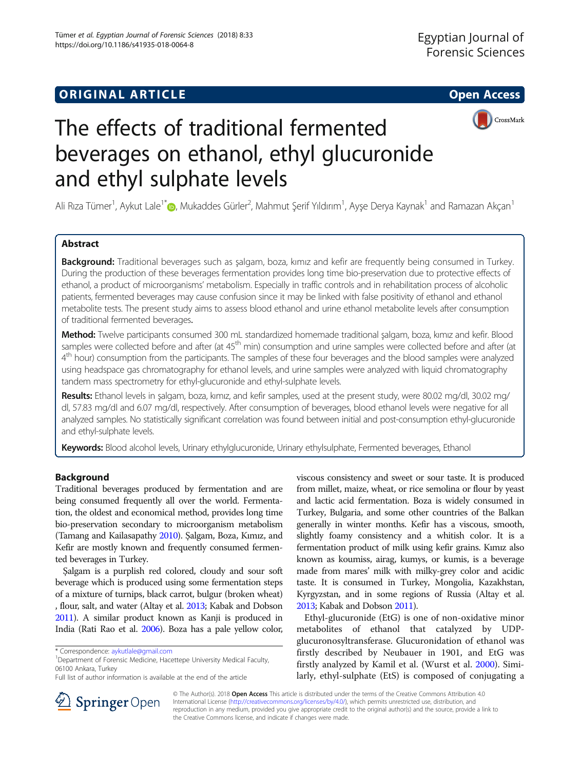# The effects of traditional fermented beverages on ethanol, ethyl glucuronide and ethyl sulphate levels

Ali Rıza Tümer[1], Aykut Lale[1*], Mukaddes Gürler[2], Mahmut Şerif Yıldırım[1], Ayşe Derya Kaynak[1] and Ramazan Akçan[1]

## Abstract

**Background:** Traditional beverages such as şalgam, boza, kımız and kefir are frequently being consumed in Turkey. During the production of these beverages fermentation provides long time bio-preservation due to protective effects of ethanol, a product of microorganisms' metabolism. Especially in traffic controls and in rehabilitation process of alcoholic patients, fermented beverages may cause confusion since it may be linked with false positivity of ethanol and ethanol metabolite tests. The present study aims to assess blood ethanol and urine ethanol metabolite levels after consumption of traditional fermented beverages.

**Method:** Twelve participants consumed 300 mL standardized homemade traditional şalgam, boza, kımız and kefir. Blood samples were collected before and after (at 45th min) consumption and urine samples were collected before and after (at 4th hour) consumption from the participants. The samples of these four beverages and the blood samples were analyzed using headspace gas chromatography for ethanol levels, and urine samples were analyzed with liquid chromatography tandem mass spectrometry for ethyl-glucuronide and ethyl-sulphate levels.

**Results:** Ethanol levels in şalgam, boza, kımız, and kefir samples, used at the present study, were 80.02 mg/dl, 30.02 mg/dl, 57.83 mg/dl and 6.07 mg/dl, respectively. After consumption of beverages, blood ethanol levels were negative for all analyzed samples. No statistically significant correlation was found between initial and post-consumption ethyl-glucuronide and ethyl-sulphate levels.

**Keywords:** Blood alcohol levels, Urinary ethylglucuronide, Urinary ethylsulphate, Fermented beverages, Ethanol

## Background

Traditional beverages produced by fermentation and are being consumed frequently all over the world. Fermentation, the oldest and economical method, provides long time bio-preservation secondary to microorganism metabolism (Tamang and Kailasapathy 2010). Şalgam, Boza, Kımız, and Kefir are mostly known and frequently consumed fermented beverages in Turkey.

Şalgam is a purplish red colored, cloudy and sour soft beverage which is produced using some fermentation steps of a mixture of turnips, black carrot, bulgur (broken wheat) , flour, salt, and water (Altay et al. 2013; Kabak and Dobson 2011). A similar product known as Kanji is produced in India (Rati Rao et al. 2006). Boza has a pale yellow color, viscous consistency and sweet or sour taste. It is produced from millet, maize, wheat, or rice semolina or flour by yeast and lactic acid fermentation. Boza is widely consumed in Turkey, Bulgaria, and some other countries of the Balkan generally in winter months. Kefir has a viscous, smooth, slightly foamy consistency and a whitish color. It is a fermentation product of milk using kefir grains. Kımız also known as koumiss, airag, kumys, or kumis, is a beverage made from mares' milk with milky-grey color and acidic taste. It is consumed in Turkey, Mongolia, Kazakhstan, Kyrgyzstan, and in some regions of Russia (Altay et al. 2013; Kabak and Dobson 2011).

Ethyl-glucuronide (EtG) is one of non-oxidative minor metabolites of ethanol that catalyzed by UDP-glucuronosyltransferase. Glucuronidation of ethanol was firstly described by Neubauer in 1901, and EtG was firstly analyzed by Kamil et al. (Wurst et al. 2000). Similarly, ethyl-sulphate (EtS) is composed of conjugating a

\* Correspondence: aykutlale@gmail.com
[1]Department of Forensic Medicine, Hacettepe University Medical Faculty, 06100 Ankara, Turkey
Full list of author information is available at the end of the article

© The Author(s). 2018 **Open Access** This article is distributed under the terms of the Creative Commons Attribution 4.0 International License (http://creativecommons.org/licenses/by/4.0/), which permits unrestricted use, distribution, and reproduction in any medium, provided you give appropriate credit to the original author(s) and the source, provide a link to the Creative Commons license, and indicate if changes were made.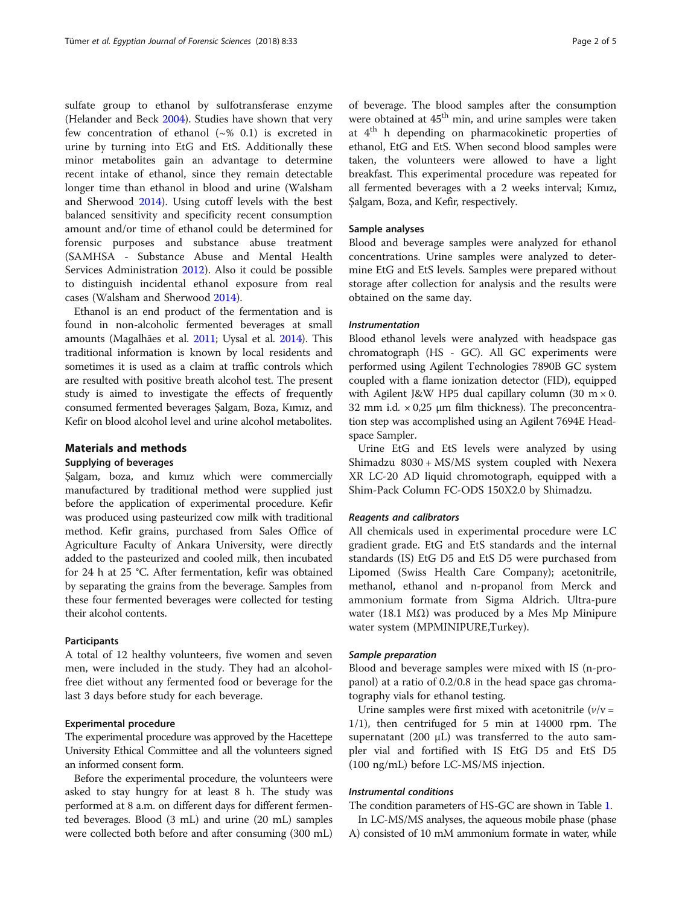sulfate group to ethanol by sulfotransferase enzyme (Helander and Beck 2004). Studies have shown that very few concentration of ethanol (~% 0.1) is excreted in urine by turning into EtG and EtS. Additionally these minor metabolites gain an advantage to determine recent intake of ethanol, since they remain detectable longer time than ethanol in blood and urine (Walsham and Sherwood 2014). Using cutoff levels with the best balanced sensitivity and specificity recent consumption amount and/or time of ethanol could be determined for forensic purposes and substance abuse treatment (SAMHSA - Substance Abuse and Mental Health Services Administration 2012). Also it could be possible to distinguish incidental ethanol exposure from real cases (Walsham and Sherwood 2014).

Ethanol is an end product of the fermentation and is found in non-alcoholic fermented beverages at small amounts (Magalhães et al. 2011; Uysal et al. 2014). This traditional information is known by local residents and sometimes it is used as a claim at traffic controls which are resulted with positive breath alcohol test. The present study is aimed to investigate the effects of frequently consumed fermented beverages Şalgam, Boza, Kımız, and Kefir on blood alcohol level and urine alcohol metabolites.

## Materials and methods

### Supplying of beverages

Şalgam, boza, and kımız which were commercially manufactured by traditional method were supplied just before the application of experimental procedure. Kefir was produced using pasteurized cow milk with traditional method. Kefir grains, purchased from Sales Office of Agriculture Faculty of Ankara University, were directly added to the pasteurized and cooled milk, then incubated for 24 h at 25 °C. After fermentation, kefir was obtained by separating the grains from the beverage. Samples from these four fermented beverages were collected for testing their alcohol contents.

### Participants

A total of 12 healthy volunteers, five women and seven men, were included in the study. They had an alcohol-free diet without any fermented food or beverage for the last 3 days before study for each beverage.

### Experimental procedure

The experimental procedure was approved by the Hacettepe University Ethical Committee and all the volunteers signed an informed consent form.

Before the experimental procedure, the volunteers were asked to stay hungry for at least 8 h. The study was performed at 8 a.m. on different days for different fermented beverages. Blood (3 mL) and urine (20 mL) samples were collected both before and after consuming (300 mL) of beverage. The blood samples after the consumption were obtained at 45th min, and urine samples were taken at 4th h depending on pharmacokinetic properties of ethanol, EtG and EtS. When second blood samples were taken, the volunteers were allowed to have a light breakfast. This experimental procedure was repeated for all fermented beverages with a 2 weeks interval; Kımız, Şalgam, Boza, and Kefir, respectively.

### Sample analyses

Blood and beverage samples were analyzed for ethanol concentrations. Urine samples were analyzed to determine EtG and EtS levels. Samples were prepared without storage after collection for analysis and the results were obtained on the same day.

#### *Instrumentation*

Blood ethanol levels were analyzed with headspace gas chromatograph (HS - GC). All GC experiments were performed using Agilent Technologies 7890B GC system coupled with a flame ionization detector (FID), equipped with Agilent J&W HP5 dual capillary column (30 m × 0.32 mm i.d. × 0,25 μm film thickness). The preconcentration step was accomplished using an Agilent 7694E Headspace Sampler.

Urine EtG and EtS levels were analyzed by using Shimadzu 8030 + MS/MS system coupled with Nexera XR LC-20 AD liquid chromatograph, equipped with a Shim-Pack Column FC-ODS 150X2.0 by Shimadzu.

#### *Reagents and calibrators*

All chemicals used in experimental procedure were LC gradient grade. EtG and EtS standards and the internal standards (IS) EtG D5 and EtS D5 were purchased from Lipomed (Swiss Health Care Company); acetonitrile, methanol, ethanol and n-propanol from Merck and ammonium formate from Sigma Aldrich. Ultra-pure water (18.1 MΩ) was produced by a Mes Mp Minipure water system (MPMINIPURE,Turkey).

#### *Sample preparation*

Blood and beverage samples were mixed with IS (n-propanol) at a ratio of 0.2/0.8 in the head space gas chromatography vials for ethanol testing.

Urine samples were first mixed with acetonitrile (*v*/v = 1/1), then centrifuged for 5 min at 14000 rpm. The supernatant (200 μL) was transferred to the auto sampler vial and fortified with IS EtG D5 and EtS D5 (100 ng/mL) before LC-MS/MS injection.

#### *Instrumental conditions*

The condition parameters of HS-GC are shown in Table 1.

In LC-MS/MS analyses, the aqueous mobile phase (phase A) consisted of 10 mM ammonium formate in water, while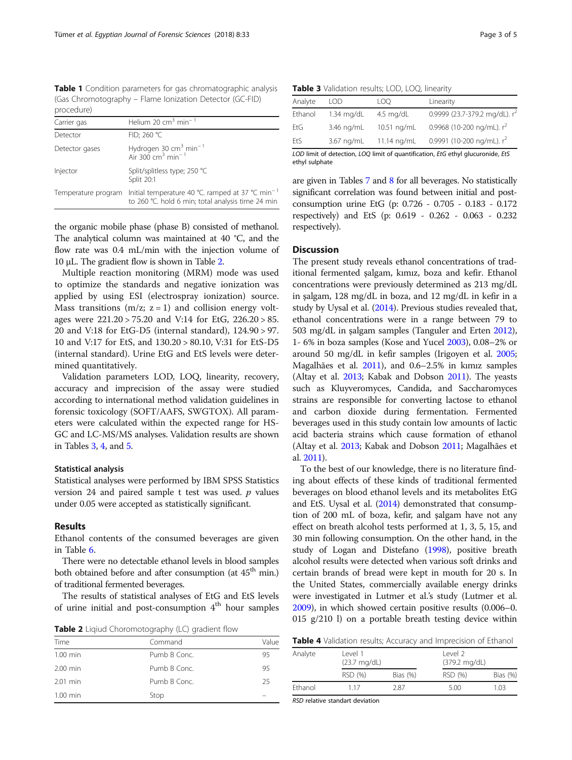**Table 1** Condition parameters for gas chromatographic analysis (Gas Chromotography – Flame Ionization Detector (GC-FID) procedure)

| Carrier gas | Helium 20 $cm^3$ $min^{-1}$ |
|---|---|
| Detector | FID; 260 °C |
| Detector gases | Hydrogen 30 $cm^3$ $min^{-1}$ Air 300 $cm^3$ $min^{-1}$ |
| Injector | Split/splitless type; 250 °C Split 20:1 |
| Temperature program | Initial temperature 40 °C. ramped at 37 °C $min^{-1}$ to 260 °C. hold 6 min; total analysis time 24 min |

the organic mobile phase (phase B) consisted of methanol. The analytical column was maintained at 40 °C, and the flow rate was 0.4 mL/min with the injection volume of 10 μL. The gradient flow is shown in Table 2.

Multiple reaction monitoring (MRM) mode was used to optimize the standards and negative ionization was applied by using ESI (electrospray ionization) source. Mass transitions (m/z; z = 1) and collision energy voltages were 221.20 > 75.20 and V:14 for EtG, 226.20 > 85.20 and V:18 for EtG-D5 (internal standard), 124.90 > 97.10 and V:17 for EtS, and 130.20 > 80.10, V:31 for EtS-D5 (internal standard). Urine EtG and EtS levels were determined quantitatively.

Validation parameters LOD, LOQ, linearity, recovery, accuracy and imprecision of the assay were studied according to international method validation guidelines in forensic toxicology (SOFT/AAFS, SWGTOX). All parameters were calculated within the expected range for HS-GC and LC-MS/MS analyses. Validation results are shown in Tables 3, 4, and 5.

### Statistical analysis

Statistical analyses were performed by IBM SPSS Statistics version 24 and paired sample t test was used. *p* values under 0.05 were accepted as statistically significant.

## Results

Ethanol contents of the consumed beverages are given in Table 6.

There were no detectable ethanol levels in blood samples both obtained before and after consumption (at 45th min.) of traditional fermented beverages.

The results of statistical analyses of EtG and EtS levels of urine initial and post-consumption 4th hour samples are given in Tables 7 and 8 for all beverages. No statistically significant correlation was found between initial and post-consumption urine EtG (p: 0.726 - 0.705 - 0.183 - 0.172 respectively) and EtS (p: 0.619 - 0.262 - 0.063 - 0.232 respectively).

**Table 2** Liqiud Choromotography (LC) gradient flow

| Time | Command | Value |
|---|---|---|
| 1.00 min | Pumb B Conc. | 95 |
| 2.00 min | Pumb B Conc. | 95 |
| 2.01 min | Pumb B Conc. | 25 |
| 1.00 min | Stop | – |

**Table 3** Validation results; LOD, LOQ, linearity

| Analyte | LOD | LOQ | Linearity |
|---|---|---|---|
| Ethanol | 1.34 mg/dL | 4.5 mg/dL | 0.9999 (23.7-379.2 mg/dL). $r^2$ |
| EtG | 3.46 ng/mL | 10.51 ng/mL | 0.9968 (10-200 ng/mL). $r^2$ |
| EtS | 3.67 ng/mL | 11.14 ng/mL | 0.9991 (10-200 ng/mL). $r^2$ |

*LOD* limit of detection, *LOQ* limit of quantification, *EtG* ethyl glucuronide, *EtS* ethyl sulphate

## Discussion

The present study reveals ethanol concentrations of traditional fermented şalgam, kımız, boza and kefir. Ethanol concentrations were previously determined as 213 mg/dL in şalgam, 128 mg/dL in boza, and 12 mg/dL in kefir in a study by Uysal et al. (2014). Previous studies revealed that, ethanol concentrations were in a range between 79 to 503 mg/dL in şalgam samples (Tanguler and Erten 2012), 1- 6% in boza samples (Kose and Yucel 2003), 0.08–2% or around 50 mg/dL in kefir samples (Irigoyen et al. 2005; Magalhães et al. 2011), and 0.6–2.5% in kımız samples (Altay et al. 2013; Kabak and Dobson 2011). The yeasts such as Kluyveromyces, Candida, and Saccharomyces strains are responsible for converting lactose to ethanol and carbon dioxide during fermentation. Fermented beverages used in this study contain low amounts of lactic acid bacteria strains which cause formation of ethanol (Altay et al. 2013; Kabak and Dobson 2011; Magalhães et al. 2011).

To the best of our knowledge, there is no literature finding about effects of these kinds of traditional fermented beverages on blood ethanol levels and its metabolites EtG and EtS. Uysal et al. (2014) demonstrated that consumption of 200 mL of boza, kefir, and şalgam have not any effect on breath alcohol tests performed at 1, 3, 5, 15, and 30 min following consumption. On the other hand, in the study of Logan and Distefano (1998), positive breath alcohol results were detected when various soft drinks and certain brands of bread were kept in mouth for 20 s. In the United States, commercially available energy drinks were investigated in Lutmer et al.'s study (Lutmer et al. 2009), in which showed certain positive results (0.006–0.015 g/210 l) on a portable breath testing device within

**Table 4** Validation results; Accuracy and Imprecision of Ethanol

| Analyte | Level 1 (23.7 mg/dL) | | Level 2 (379.2 mg/dL) | |
|---|---|---|---|---|
| | RSD (%) | Bias (%) | RSD (%) | Bias (%) |
| Ethanol | 1.17 | 2.87 | 5.00 | 1.03 |

*RSD* relative standart deviation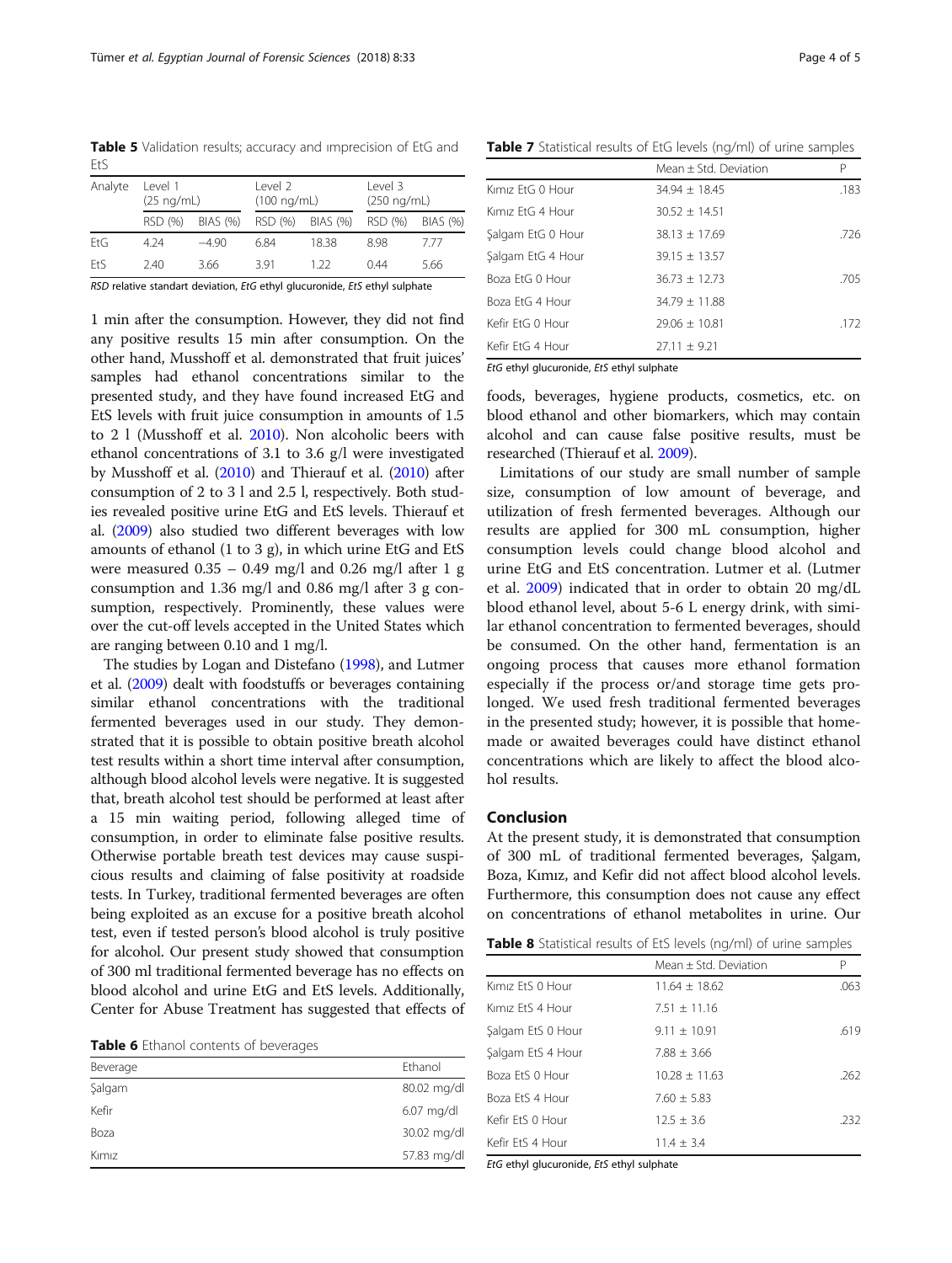**Table 5** Validation results; accuracy and ımprecision of EtG and EtS

| Analyte | Level 1 (25 ng/mL) | | Level 2 (100 ng/mL) | | Level 3 (250 ng/mL) | |
|---|---|---|---|---|---|---|
| | RSD (%) | BIAS (%) | RSD (%) | BIAS (%) | RSD (%) | BIAS (%) |
| EtG | 4.24 | −4.90 | 6.84 | 18.38 | 8.98 | 7.77 |
| EtS | 2.40 | 3.66 | 3.91 | 1.22 | 0.44 | 5.66 |

*RSD* relative standart deviation, *EtG* ethyl glucuronide, *EtS* ethyl sulphate

1 min after the consumption. However, they did not find any positive results 15 min after consumption. On the other hand, Musshoff et al. demonstrated that fruit juices' samples had ethanol concentrations similar to the presented study, and they have found increased EtG and EtS levels with fruit juice consumption in amounts of 1.5 to 2 l (Musshoff et al. 2010). Non alcoholic beers with ethanol concentrations of 3.1 to 3.6 g/l were investigated by Musshoff et al. (2010) and Thierauf et al. (2010) after consumption of 2 to 3 l and 2.5 l, respectively. Both studies revealed positive urine EtG and EtS levels. Thierauf et al. (2009) also studied two different beverages with low amounts of ethanol (1 to 3 g), in which urine EtG and EtS were measured 0.35 – 0.49 mg/l and 0.26 mg/l after 1 g consumption and 1.36 mg/l and 0.86 mg/l after 3 g consumption, respectively. Prominently, these values were over the cut-off levels accepted in the United States which are ranging between 0.10 and 1 mg/l.

The studies by Logan and Distefano (1998), and Lutmer et al. (2009) dealt with foodstuffs or beverages containing similar ethanol concentrations with the traditional fermented beverages used in our study. They demonstrated that it is possible to obtain positive breath alcohol test results within a short time interval after consumption, although blood alcohol levels were negative. It is suggested that, breath alcohol test should be performed at least after a 15 min waiting period, following alleged time of consumption, in order to eliminate false positive results. Otherwise portable breath test devices may cause suspicious results and claiming of false positivity at roadside tests. In Turkey, traditional fermented beverages are often being exploited as an excuse for a positive breath alcohol test, even if tested person's blood alcohol is truly positive for alcohol. Our present study showed that consumption of 300 ml traditional fermented beverage has no effects on blood alcohol and urine EtG and EtS levels. Additionally, Center for Abuse Treatment has suggested that effects of foods, beverages, hygiene products, cosmetics, etc. on blood ethanol and other biomarkers, which may contain alcohol and can cause false positive results, must be researched (Thierauf et al. 2009).

**Table 6** Ethanol contents of beverages

| Beverage | Ethanol |
|---|---|
| Şalgam | 80.02 mg/dl |
| Kefir | 6.07 mg/dl |
| Boza | 30.02 mg/dl |
| Kımız | 57.83 mg/dl |

**Table 7** Statistical results of EtG levels (ng/ml) of urine samples

| | Mean ± Std. Deviation | P |
|---|---|---|
| Kımız EtG 0 Hour | 34.94 ± 18.45 | .183 |
| Kımız EtG 4 Hour | 30.52 ± 14.51 | |
| Şalgam EtG 0 Hour | 38.13 ± 17.69 | .726 |
| Şalgam EtG 4 Hour | 39.15 ± 13.57 | |
| Boza EtG 0 Hour | 36.73 ± 12.73 | .705 |
| Boza EtG 4 Hour | 34.79 ± 11.88 | |
| Kefir EtG 0 Hour | 29.06 ± 10.81 | .172 |
| Kefir EtG 4 Hour | 27.11 ± 9.21 | |

*EtG* ethyl glucuronide, *EtS* ethyl sulphate

Limitations of our study are small number of sample size, consumption of low amount of beverage, and utilization of fresh fermented beverages. Although our results are applied for 300 mL consumption, higher consumption levels could change blood alcohol and urine EtG and EtS concentration. Lutmer et al. (Lutmer et al. 2009) indicated that in order to obtain 20 mg/dL blood ethanol level, about 5-6 L energy drink, with similar ethanol concentration to fermented beverages, should be consumed. On the other hand, fermentation is an ongoing process that causes more ethanol formation especially if the process or/and storage time gets prolonged. We used fresh traditional fermented beverages in the presented study; however, it is possible that homemade or awaited beverages could have distinct ethanol concentrations which are likely to affect the blood alcohol results.

## Conclusion

At the present study, it is demonstrated that consumption of 300 mL of traditional fermented beverages, Şalgam, Boza, Kımız, and Kefir did not affect blood alcohol levels. Furthermore, this consumption does not cause any effect on concentrations of ethanol metabolites in urine. Our

**Table 8** Statistical results of EtS levels (ng/ml) of urine samples

| | Mean ± Std. Deviation | P |
|---|---|---|
| Kımız EtS 0 Hour | 11.64 ± 18.62 | .063 |
| Kımız EtS 4 Hour | 7.51 ± 11.16 | |
| Şalgam EtS 0 Hour | 9.11 ± 10.91 | .619 |
| Şalgam EtS 4 Hour | 7.88 ± 3.66 | |
| Boza EtS 0 Hour | 10.28 ± 11.63 | .262 |
| Boza EtS 4 Hour | 7.60 ± 5.83 | |
| Kefir EtS 0 Hour | 12.5 ± 3.6 | .232 |
| Kefir EtS 4 Hour | 11.4 ± 3.4 | |

*EtG* ethyl glucuronide, *EtS* ethyl sulphate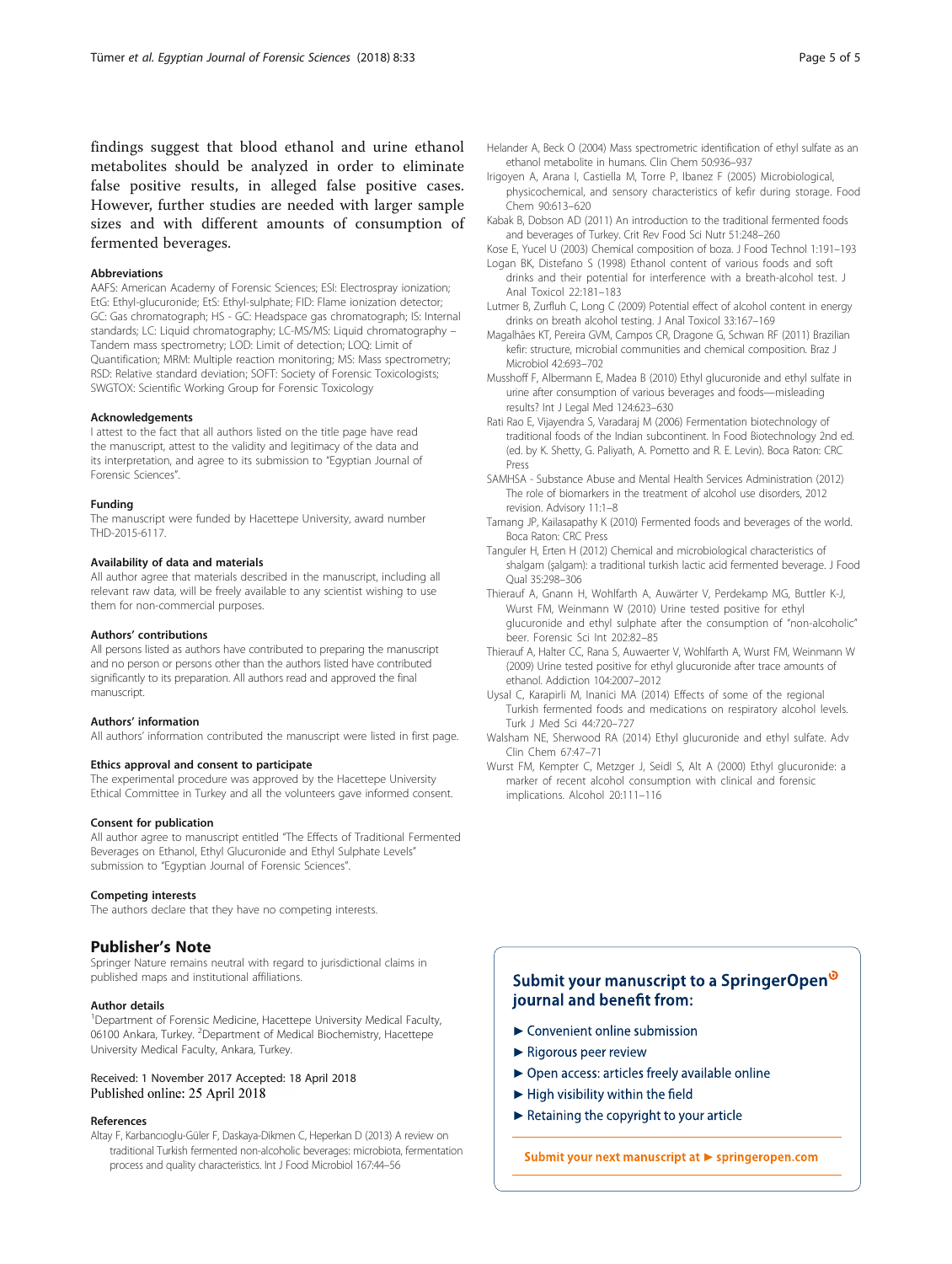findings suggest that blood ethanol and urine ethanol metabolites should be analyzed in order to eliminate false positive results, in alleged false positive cases. However, further studies are needed with larger sample sizes and with different amounts of consumption of fermented beverages.

#### Abbreviations

AAFS: American Academy of Forensic Sciences; ESI: Electrospray ionization; EtG: Ethyl-glucuronide; EtS: Ethyl-sulphate; FID: Flame ionization detector; GC: Gas chromatograph; HS - GC: Headspace gas chromatograph; IS: Internal standards; LC: Liquid chromatography; LC-MS/MS: Liquid chromatography – Tandem mass spectrometry; LOD: Limit of detection; LOQ: Limit of Quantification; MRM: Multiple reaction monitoring; MS: Mass spectrometry; RSD: Relative standard deviation; SOFT: Society of Forensic Toxicologists; SWGTOX: Scientific Working Group for Forensic Toxicology

#### Acknowledgements

I attest to the fact that all authors listed on the title page have read the manuscript, attest to the validity and legitimacy of the data and its interpretation, and agree to its submission to "Egyptian Journal of Forensic Sciences".

#### Funding

The manuscript were funded by Hacettepe University, award number THD-2015-6117.

#### Availability of data and materials

All author agree that materials described in the manuscript, including all relevant raw data, will be freely available to any scientist wishing to use them for non-commercial purposes.

#### Authors' contributions

All persons listed as authors have contributed to preparing the manuscript and no person or persons other than the authors listed have contributed significantly to its preparation. All authors read and approved the final manuscript.

#### Authors' information

All authors' information contributed the manuscript were listed in first page.

#### Ethics approval and consent to participate

The experimental procedure was approved by the Hacettepe University Ethical Committee in Turkey and all the volunteers gave informed consent.

#### Consent for publication

All author agree to manuscript entitled "The Effects of Traditional Fermented Beverages on Ethanol, Ethyl Glucuronide and Ethyl Sulphate Levels" submission to "Egyptian Journal of Forensic Sciences".

#### Competing interests

The authors declare that they have no competing interests.

## Publisher's Note

Springer Nature remains neutral with regard to jurisdictional claims in published maps and institutional affiliations.

#### Author details

[1]Department of Forensic Medicine, Hacettepe University Medical Faculty, 06100 Ankara, Turkey. [2]Department of Medical Biochemistry, Hacettepe University Medical Faculty, Ankara, Turkey.

Received: 1 November 2017 Accepted: 18 April 2018
Published online: 25 April 2018

#### References

Altay F, Karbancıoglu-Güler F, Daskaya-Dikmen C, Heperkan D (2013) A review on traditional Turkish fermented non-alcoholic beverages: microbiota, fermentation process and quality characteristics. Int J Food Microbiol 167:44–56

Helander A, Beck O (2004) Mass spectrometric identification of ethyl sulfate as an ethanol metabolite in humans. Clin Chem 50:936–937

Irigoyen A, Arana I, Castiella M, Torre P, Ibanez F (2005) Microbiological, physicochemical, and sensory characteristics of kefir during storage. Food Chem 90:613–620

Kabak B, Dobson AD (2011) An introduction to the traditional fermented foods and beverages of Turkey. Crit Rev Food Sci Nutr 51:248–260

Kose E, Yucel U (2003) Chemical composition of boza. J Food Technol 1:191–193

Logan BK, Distefano S (1998) Ethanol content of various foods and soft drinks and their potential for interference with a breath-alcohol test. J Anal Toxicol 22:181–183

Lutmer B, Zurfluh C, Long C (2009) Potential effect of alcohol content in energy drinks on breath alcohol testing. J Anal Toxicol 33:167–169

Magalhães KT, Pereira GVM, Campos CR, Dragone G, Schwan RF (2011) Brazilian kefir: structure, microbial communities and chemical composition. Braz J Microbiol 42:693–702

Musshoff F, Albermann E, Madea B (2010) Ethyl glucuronide and ethyl sulfate in urine after consumption of various beverages and foods—misleading results? Int J Legal Med 124:623–630

Rati Rao E, Vijayendra S, Varadaraj M (2006) Fermentation biotechnology of traditional foods of the Indian subcontinent. In Food Biotechnology 2nd ed. (ed. by K. Shetty, G. Paliyath, A. Pometto and R. E. Levin). Boca Raton: CRC Press

SAMHSA - Substance Abuse and Mental Health Services Administration (2012) The role of biomarkers in the treatment of alcohol use disorders, 2012 revision. Advisory 11:1–8

Tamang JP, Kailasapathy K (2010) Fermented foods and beverages of the world. Boca Raton: CRC Press

Tanguler H, Erten H (2012) Chemical and microbiological characteristics of shalgam (şalgam): a traditional turkish lactic acid fermented beverage. J Food Qual 35:298–306

Thierauf A, Gnann H, Wohlfarth A, Auwärter V, Perdekamp MG, Buttler K-J, Wurst FM, Weinmann W (2010) Urine tested positive for ethyl glucuronide and ethyl sulphate after the consumption of "non-alcoholic" beer. Forensic Sci Int 202:82–85

Thierauf A, Halter CC, Rana S, Auwaerter V, Wohlfarth A, Wurst FM, Weinmann W (2009) Urine tested positive for ethyl glucuronide after trace amounts of ethanol. Addiction 104:2007–2012

Uysal C, Karapirli M, Inanici MA (2014) Effects of some of the regional Turkish fermented foods and medications on respiratory alcohol levels. Turk J Med Sci 44:720–727

Walsham NE, Sherwood RA (2014) Ethyl glucuronide and ethyl sulfate. Adv Clin Chem 67:47–71

Wurst FM, Kempter C, Metzger J, Seidl S, Alt A (2000) Ethyl glucuronide: a marker of recent alcohol consumption with clinical and forensic implications. Alcohol 20:111–116

**Submit your manuscript to a SpringerOpen journal and benefit from:**

- ► Convenient online submission
- ► Rigorous peer review
- ► Open access: articles freely available online
- ► High visibility within the field
- ► Retaining the copyright to your article

Submit your next manuscript at ► springeropen.com